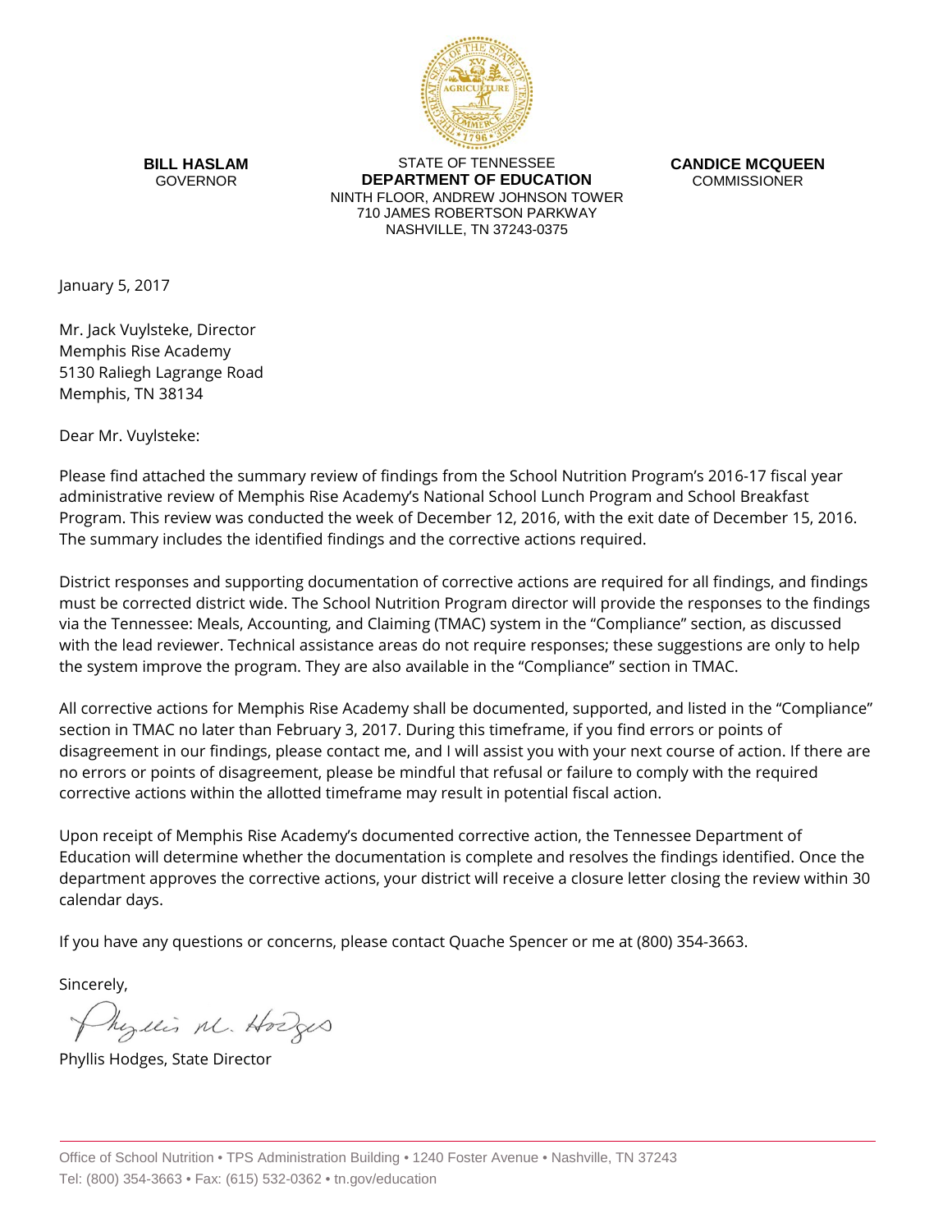**BILL HASLAM**
GOVERNOR

STATE OF TENNESSEE
**DEPARTMENT OF EDUCATION**
NINTH FLOOR, ANDREW JOHNSON TOWER
710 JAMES ROBERTSON PARKWAY
NASHVILLE, TN 37243-0375

**CANDICE MCQUEEN**
COMMISSIONER

January 5, 2017

Mr. Jack Vuylsteke, Director
Memphis Rise Academy
5130 Raliegh Lagrange Road
Memphis, TN 38134

Dear Mr. Vuylsteke:

Please find attached the summary review of findings from the School Nutrition Program's 2016-17 fiscal year administrative review of Memphis Rise Academy's National School Lunch Program and School Breakfast Program. This review was conducted the week of December 12, 2016, with the exit date of December 15, 2016. The summary includes the identified findings and the corrective actions required.

District responses and supporting documentation of corrective actions are required for all findings, and findings must be corrected district wide. The School Nutrition Program director will provide the responses to the findings via the Tennessee: Meals, Accounting, and Claiming (TMAC) system in the "Compliance" section, as discussed with the lead reviewer. Technical assistance areas do not require responses; these suggestions are only to help the system improve the program. They are also available in the "Compliance" section in TMAC.

All corrective actions for Memphis Rise Academy shall be documented, supported, and listed in the "Compliance" section in TMAC no later than February 3, 2017. During this timeframe, if you find errors or points of disagreement in our findings, please contact me, and I will assist you with your next course of action. If there are no errors or points of disagreement, please be mindful that refusal or failure to comply with the required corrective actions within the allotted timeframe may result in potential fiscal action.

Upon receipt of Memphis Rise Academy's documented corrective action, the Tennessee Department of Education will determine whether the documentation is complete and resolves the findings identified. Once the department approves the corrective actions, your district will receive a closure letter closing the review within 30 calendar days.

If you have any questions or concerns, please contact Quache Spencer or me at (800) 354-3663.

Sincerely,

Phyllis M. Hodges

Phyllis Hodges, State Director

Office of School Nutrition • TPS Administration Building • 1240 Foster Avenue • Nashville, TN 37243
Tel: (800) 354-3663 • Fax: (615) 532-0362 • tn.gov/education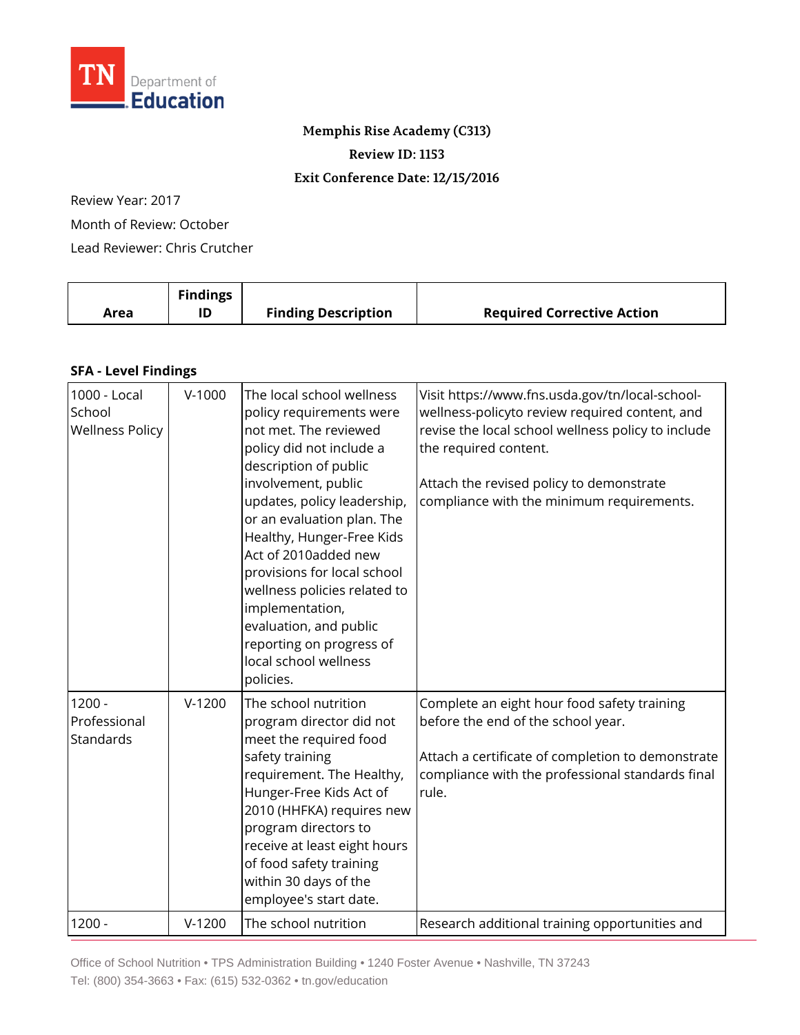TN Department of Education

**Memphis Rise Academy (C313)**

**Review ID: 1153**

**Exit Conference Date: 12/15/2016**

Review Year: 2017

Month of Review: October

Lead Reviewer: Chris Crutcher

| Area | Findings ID | Finding Description | Required Corrective Action |
|---|---|---|---|
| **SFA - Level Findings** | | | |
| 1000 - Local School Wellness Policy | V-1000 | The local school wellness policy requirements were not met. The reviewed policy did not include a description of public involvement, public updates, policy leadership, or an evaluation plan. The Healthy, Hunger-Free Kids Act of 2010added new provisions for local school wellness policies related to implementation, evaluation, and public reporting on progress of local school wellness policies. | Visit https://www.fns.usda.gov/tn/local-school-wellness-policyto review required content, and revise the local school wellness policy to include the required content.<br><br>Attach the revised policy to demonstrate compliance with the minimum requirements. |
| 1200 - Professional Standards | V-1200 | The school nutrition program director did not meet the required food safety training requirement. The Healthy, Hunger-Free Kids Act of 2010 (HHFKA) requires new program directors to receive at least eight hours of food safety training within 30 days of the employee's start date. | Complete an eight hour food safety training before the end of the school year.<br><br>Attach a certificate of completion to demonstrate compliance with the professional standards final rule. |
| 1200 - | V-1200 | The school nutrition | Research additional training opportunities and |

Office of School Nutrition • TPS Administration Building • 1240 Foster Avenue • Nashville, TN 37243
Tel: (800) 354-3663 • Fax: (615) 532-0362 • tn.gov/education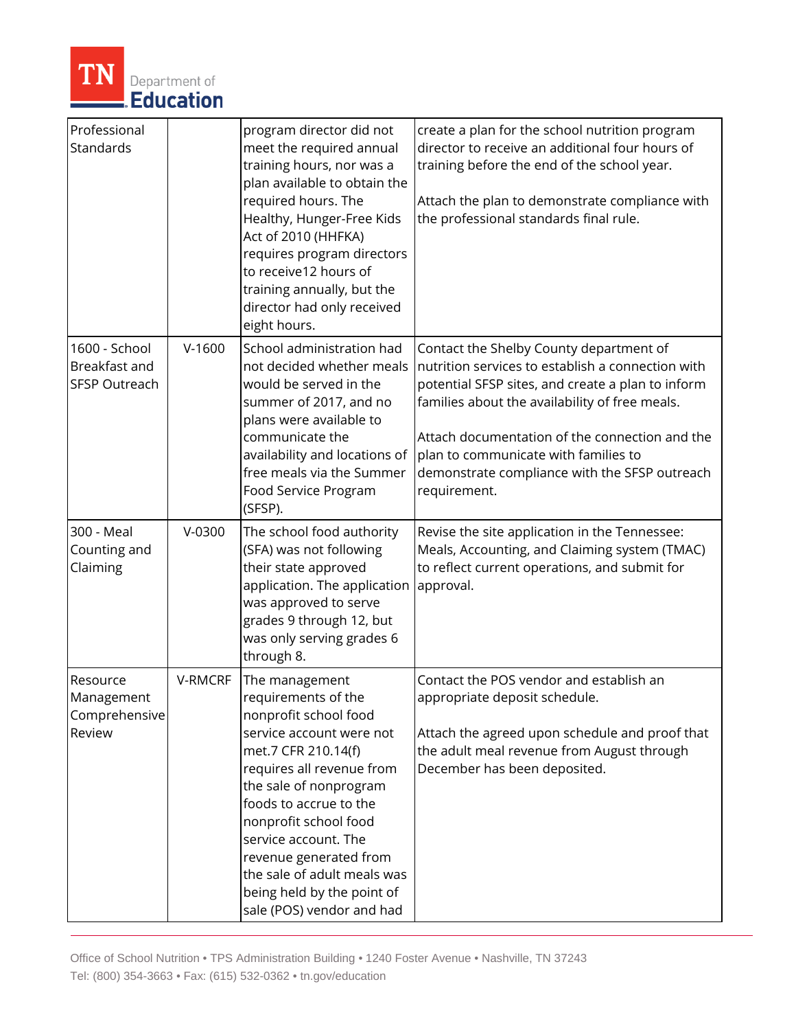| Professional Standards | | program director did not meet the required annual training hours, nor was a plan available to obtain the required hours. The Healthy, Hunger-Free Kids Act of 2010 (HHFKA) requires program directors to receive12 hours of training annually, but the director had only received eight hours. | create a plan for the school nutrition program director to receive an additional four hours of training before the end of the school year.<br><br>Attach the plan to demonstrate compliance with the professional standards final rule. |
|---|---|---|---|
| 1600 - School Breakfast and SFSP Outreach | V-1600 | School administration had not decided whether meals would be served in the summer of 2017, and no plans were available to communicate the availability and locations of free meals via the Summer Food Service Program (SFSP). | Contact the Shelby County department of nutrition services to establish a connection with potential SFSP sites, and create a plan to inform families about the availability of free meals.<br><br>Attach documentation of the connection and the plan to communicate with families to demonstrate compliance with the SFSP outreach requirement. |
| 300 - Meal Counting and Claiming | V-0300 | The school food authority (SFA) was not following their state approved application. The application was approved to serve grades 9 through 12, but was only serving grades 6 through 8. | Revise the site application in the Tennessee: Meals, Accounting, and Claiming system (TMAC) to reflect current operations, and submit for approval. |
| Resource Management Comprehensive Review | V-RMCRF | The management requirements of the nonprofit school food service account were not met.7 CFR 210.14(f) requires all revenue from the sale of nonprogram foods to accrue to the nonprofit school food service account. The revenue generated from the sale of adult meals was being held by the point of sale (POS) vendor and had | Contact the POS vendor and establish an appropriate deposit schedule.<br><br>Attach the agreed upon schedule and proof that the adult meal revenue from August through December has been deposited. |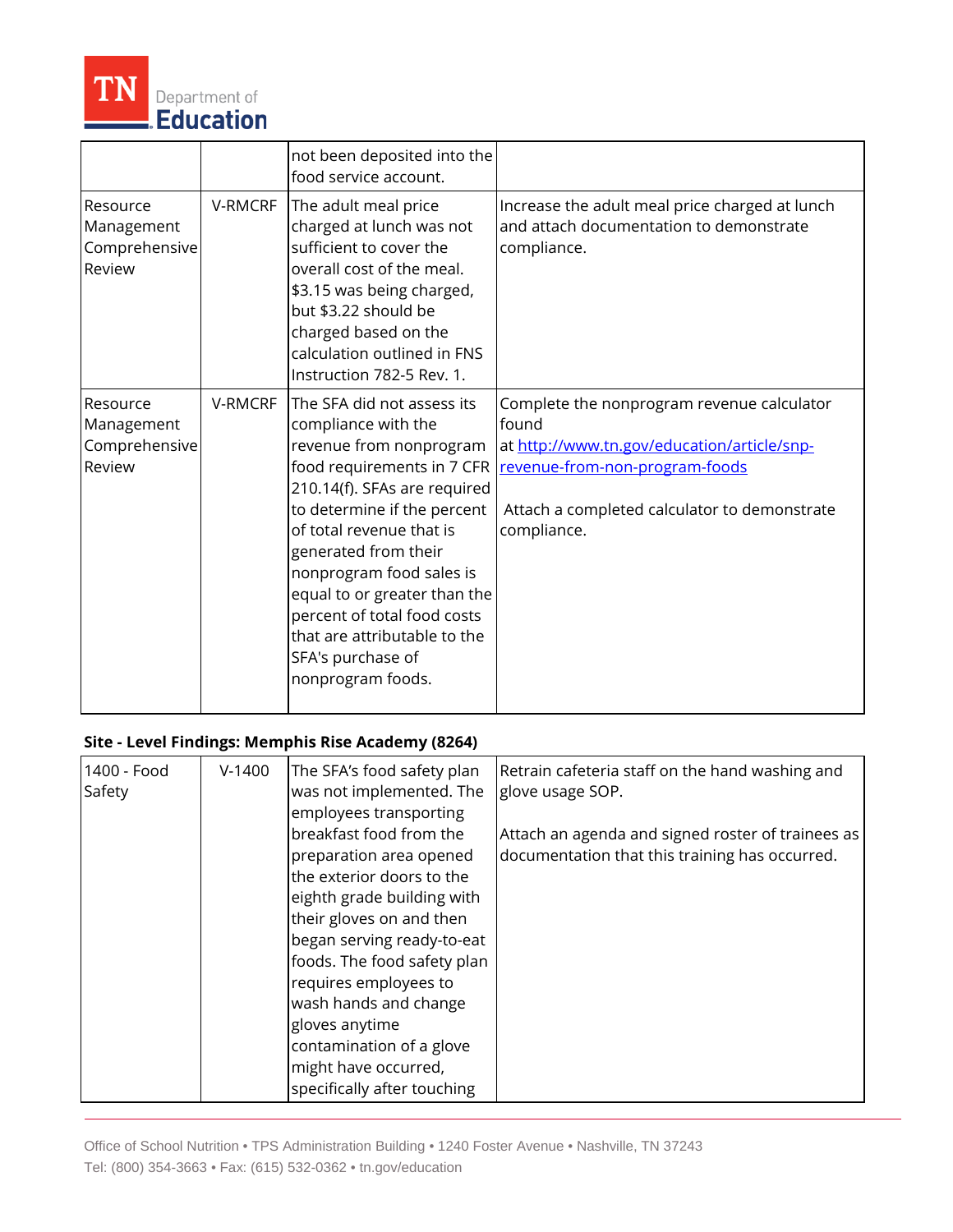| | | not been deposited into the food service account. | |
|---|---|---|---|
| Resource Management Comprehensive Review | V-RMCRF | The adult meal price charged at lunch was not sufficient to cover the overall cost of the meal. $3.15 was being charged, but $3.22 should be charged based on the calculation outlined in FNS Instruction 782-5 Rev. 1. | Increase the adult meal price charged at lunch and attach documentation to demonstrate compliance. |
| Resource Management Comprehensive Review | V-RMCRF | The SFA did not assess its compliance with the revenue from nonprogram food requirements in 7 CFR 210.14(f). SFAs are required to determine if the percent of total revenue that is generated from their nonprogram food sales is equal to or greater than the percent of total food costs that are attributable to the SFA's purchase of nonprogram foods. | Complete the nonprogram revenue calculator found at [http://www.tn.gov/education/article/snp-revenue-from-non-program-foods](http://www.tn.gov/education/article/snp-revenue-from-non-program-foods)<br><br>Attach a completed calculator to demonstrate compliance. |

**Site - Level Findings: Memphis Rise Academy (8264)**

| | | | |
|---|---|---|---|
| 1400 - Food Safety | V-1400 | The SFA's food safety plan was not implemented. The employees transporting breakfast food from the preparation area opened the exterior doors to the eighth grade building with their gloves on and then began serving ready-to-eat foods. The food safety plan requires employees to wash hands and change gloves anytime contamination of a glove might have occurred, specifically after touching | Retrain cafeteria staff on the hand washing and glove usage SOP.<br><br>Attach an agenda and signed roster of trainees as documentation that this training has occurred. |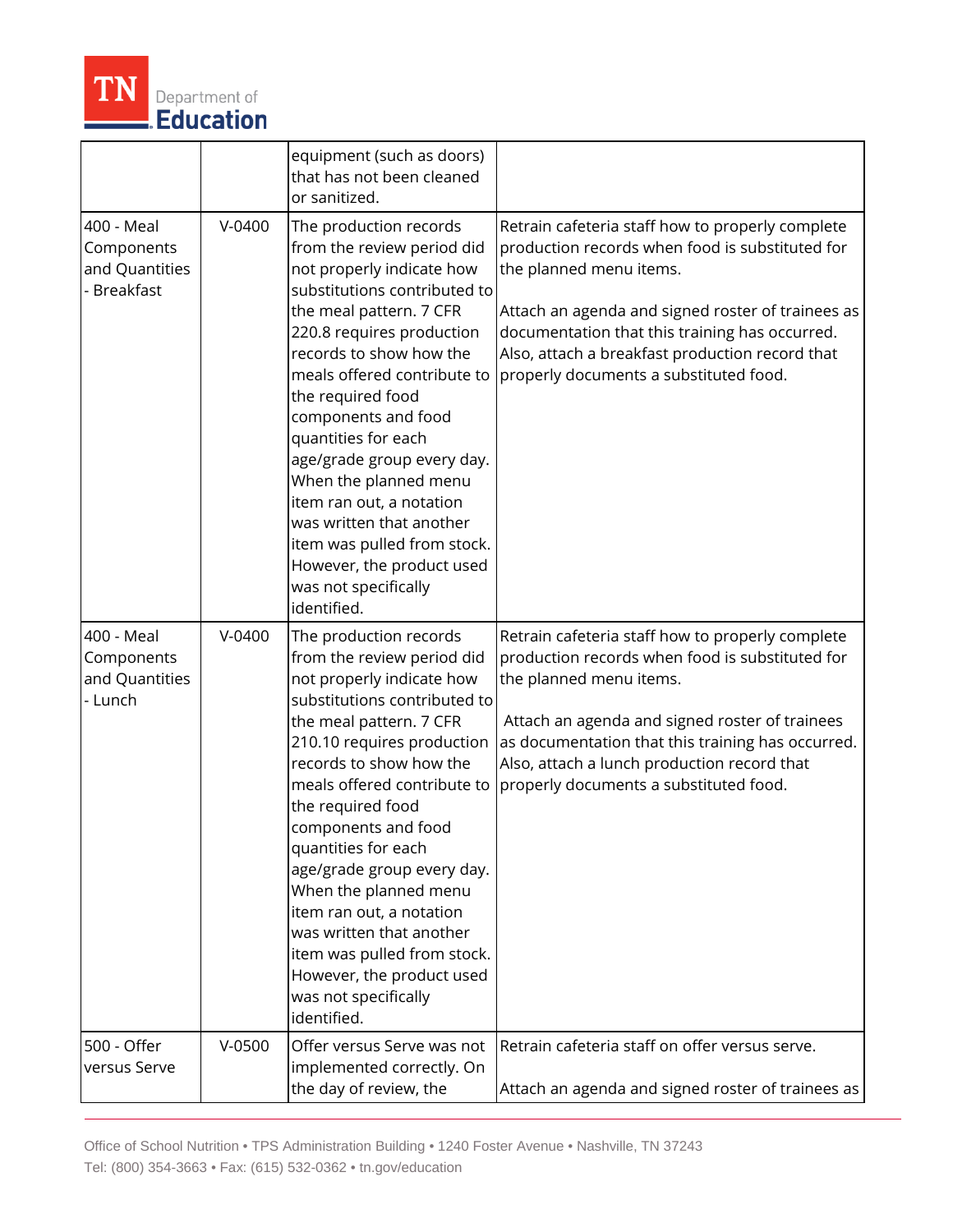| | | equipment (such as doors) that has not been cleaned or sanitized. | |
|---|---|---|---|
| 400 - Meal Components and Quantities - Breakfast | V-0400 | The production records from the review period did not properly indicate how substitutions contributed to the meal pattern. 7 CFR 220.8 requires production records to show how the meals offered contribute to the required food components and food quantities for each age/grade group every day. When the planned menu item ran out, a notation was written that another item was pulled from stock. However, the product used was not specifically identified. | Retrain cafeteria staff how to properly complete production records when food is substituted for the planned menu items.<br><br>Attach an agenda and signed roster of trainees as documentation that this training has occurred. Also, attach a breakfast production record that properly documents a substituted food. |
| 400 - Meal Components and Quantities - Lunch | V-0400 | The production records from the review period did not properly indicate how substitutions contributed to the meal pattern. 7 CFR 210.10 requires production records to show how the meals offered contribute to the required food components and food quantities for each age/grade group every day. When the planned menu item ran out, a notation was written that another item was pulled from stock. However, the product used was not specifically identified. | Retrain cafeteria staff how to properly complete production records when food is substituted for the planned menu items.<br><br>Attach an agenda and signed roster of trainees as documentation that this training has occurred. Also, attach a lunch production record that properly documents a substituted food. |
| 500 - Offer versus Serve | V-0500 | Offer versus Serve was not implemented correctly. On the day of review, the | Retrain cafeteria staff on offer versus serve.<br><br>Attach an agenda and signed roster of trainees as |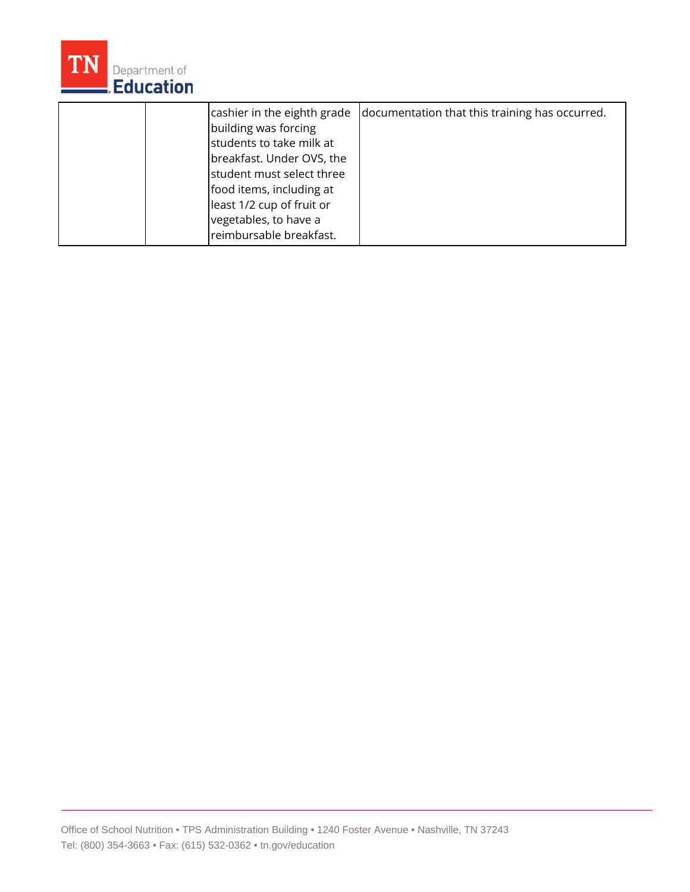| | | | |
|---|---|---|---|
| | | cashier in the eighth grade building was forcing students to take milk at breakfast. Under OVS, the student must select three food items, including at least 1/2 cup of fruit or vegetables, to have a reimbursable breakfast. | documentation that this training has occurred. |